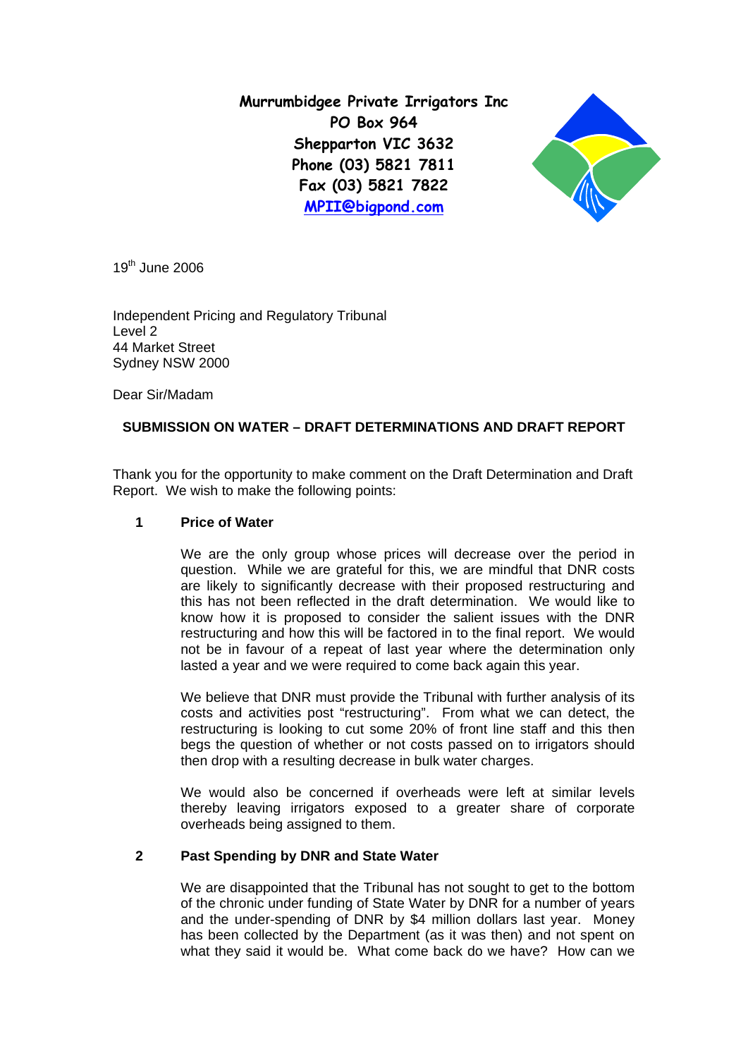**Murrumbidgee Private Irrigators Inc**
**PO Box 964**
**Shepparton VIC 3632**
**Phone (03) 5821 7811**
**Fax (03) 5821 7822**
**MPII@bigpond.com**

19th June 2006

Independent Pricing and Regulatory Tribunal
Level 2
44 Market Street
Sydney NSW 2000

Dear Sir/Madam

**SUBMISSION ON WATER – DRAFT DETERMINATIONS AND DRAFT REPORT**

Thank you for the opportunity to make comment on the Draft Determination and Draft Report. We wish to make the following points:

## 1 Price of Water

We are the only group whose prices will decrease over the period in question. While we are grateful for this, we are mindful that DNR costs are likely to significantly decrease with their proposed restructuring and this has not been reflected in the draft determination. We would like to know how it is proposed to consider the salient issues with the DNR restructuring and how this will be factored in to the final report. We would not be in favour of a repeat of last year where the determination only lasted a year and we were required to come back again this year.

We believe that DNR must provide the Tribunal with further analysis of its costs and activities post "restructuring". From what we can detect, the restructuring is looking to cut some 20% of front line staff and this then begs the question of whether or not costs passed on to irrigators should then drop with a resulting decrease in bulk water charges.

We would also be concerned if overheads were left at similar levels thereby leaving irrigators exposed to a greater share of corporate overheads being assigned to them.

## 2 Past Spending by DNR and State Water

We are disappointed that the Tribunal has not sought to get to the bottom of the chronic under funding of State Water by DNR for a number of years and the under-spending of DNR by $4 million dollars last year. Money has been collected by the Department (as it was then) and not spent on what they said it would be. What come back do we have? How can we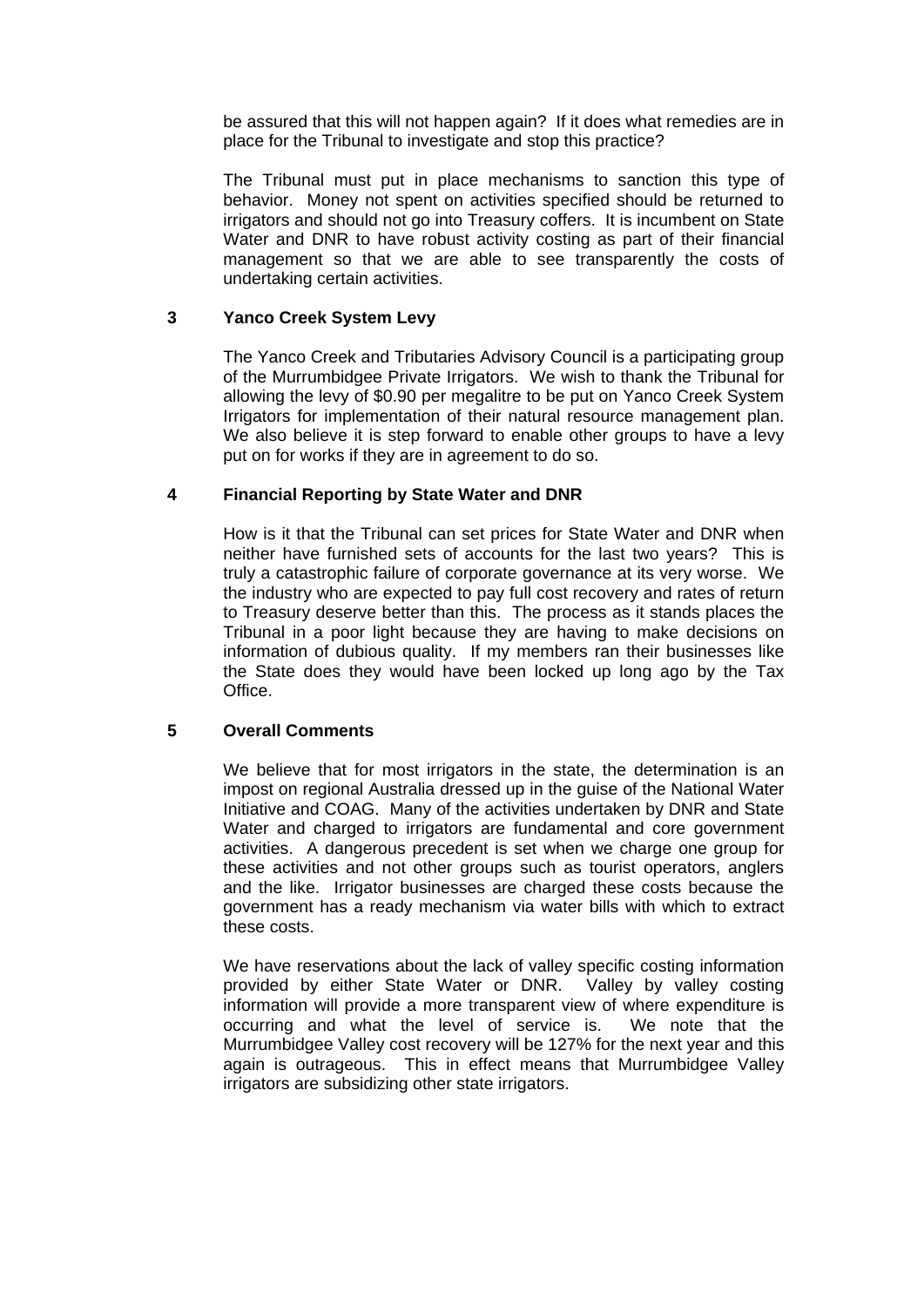be assured that this will not happen again? If it does what remedies are in place for the Tribunal to investigate and stop this practice?

The Tribunal must put in place mechanisms to sanction this type of behavior. Money not spent on activities specified should be returned to irrigators and should not go into Treasury coffers. It is incumbent on State Water and DNR to have robust activity costing as part of their financial management so that we are able to see transparently the costs of undertaking certain activities.

### 3 Yanco Creek System Levy

The Yanco Creek and Tributaries Advisory Council is a participating group of the Murrumbidgee Private Irrigators. We wish to thank the Tribunal for allowing the levy of $0.90 per megalitre to be put on Yanco Creek System Irrigators for implementation of their natural resource management plan. We also believe it is step forward to enable other groups to have a levy put on for works if they are in agreement to do so.

### 4 Financial Reporting by State Water and DNR

How is it that the Tribunal can set prices for State Water and DNR when neither have furnished sets of accounts for the last two years? This is truly a catastrophic failure of corporate governance at its very worse. We the industry who are expected to pay full cost recovery and rates of return to Treasury deserve better than this. The process as it stands places the Tribunal in a poor light because they are having to make decisions on information of dubious quality. If my members ran their businesses like the State does they would have been locked up long ago by the Tax Office.

### 5 Overall Comments

We believe that for most irrigators in the state, the determination is an impost on regional Australia dressed up in the guise of the National Water Initiative and COAG. Many of the activities undertaken by DNR and State Water and charged to irrigators are fundamental and core government activities. A dangerous precedent is set when we charge one group for these activities and not other groups such as tourist operators, anglers and the like. Irrigator businesses are charged these costs because the government has a ready mechanism via water bills with which to extract these costs.

We have reservations about the lack of valley specific costing information provided by either State Water or DNR. Valley by valley costing information will provide a more transparent view of where expenditure is occurring and what the level of service is. We note that the Murrumbidgee Valley cost recovery will be 127% for the next year and this again is outrageous. This in effect means that Murrumbidgee Valley irrigators are subsidizing other state irrigators.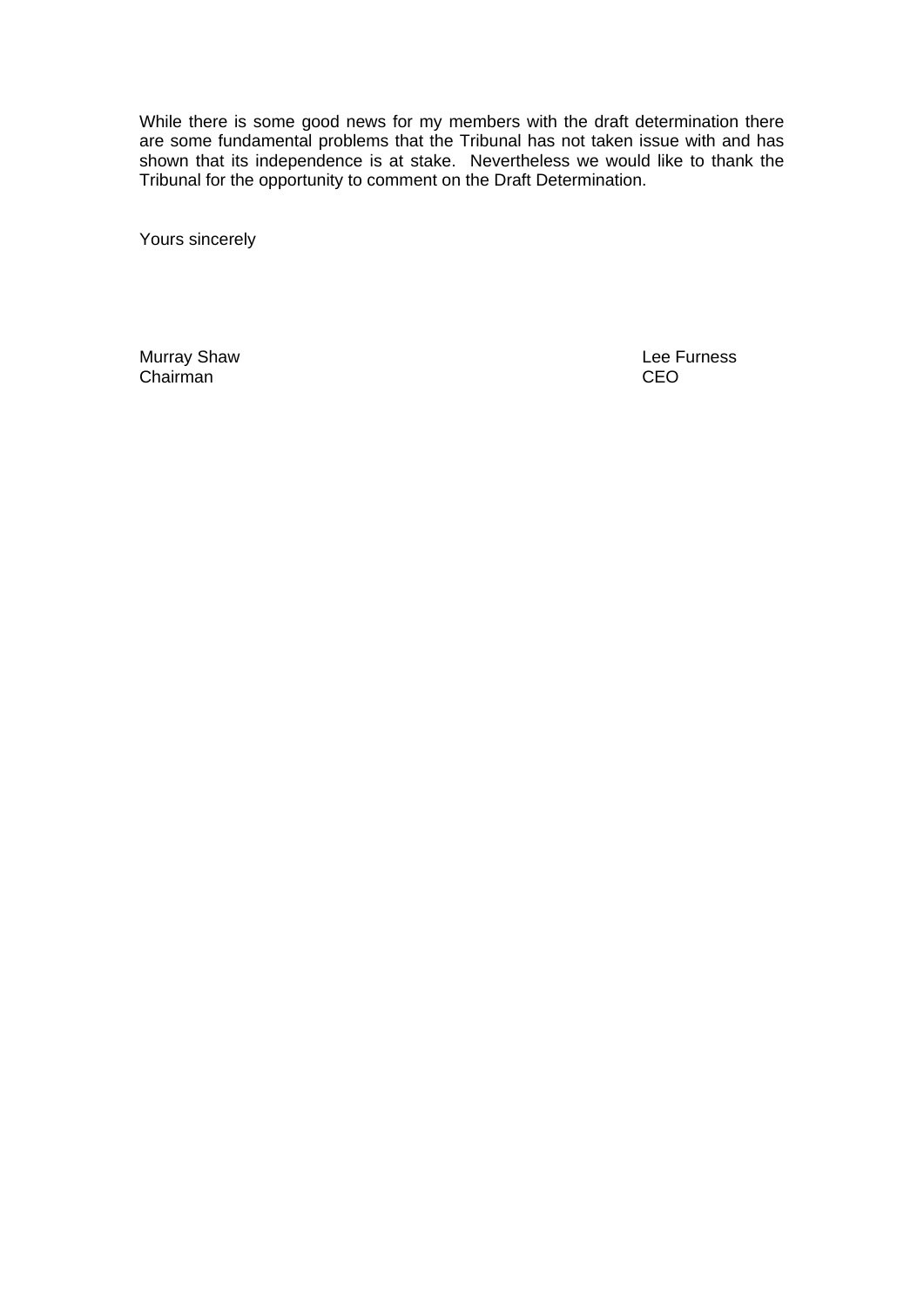While there is some good news for my members with the draft determination there are some fundamental problems that the Tribunal has not taken issue with and has shown that its independence is at stake. Nevertheless we would like to thank the Tribunal for the opportunity to comment on the Draft Determination.

Yours sincerely

| | |
|---|---|
| Murray Shaw<br>Chairman | Lee Furness<br>CEO |